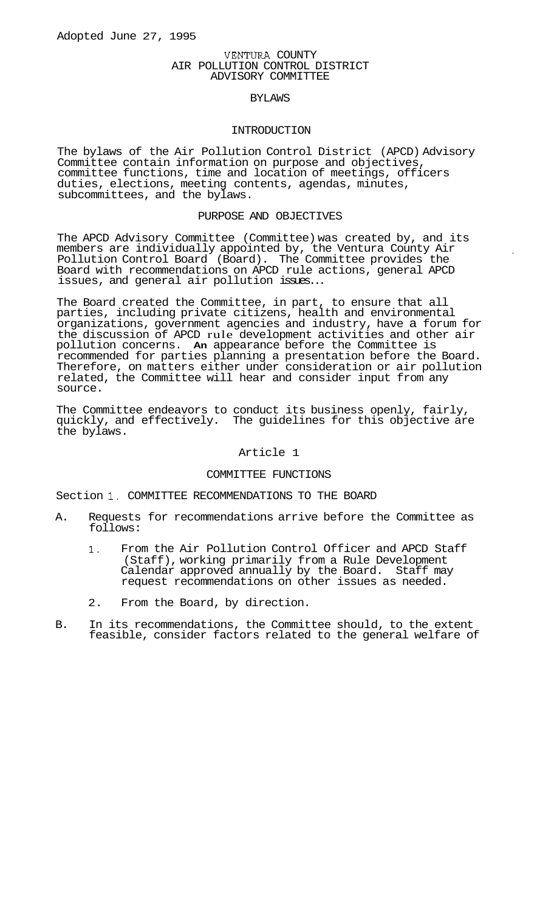Adopted June 27, 1995

# VENTURA COUNTY
# AIR POLLUTION CONTROL DISTRICT
# ADVISORY COMMITTEE

## BYLAWS

## INTRODUCTION

The bylaws of the Air Pollution Control District (APCD) Advisory Committee contain information on purpose and objectives, committee functions, time and location of meetings, officers duties, elections, meeting contents, agendas, minutes, subcommittees, and the bylaws.

## PURPOSE AND OBJECTIVES

The APCD Advisory Committee (Committee) was created by, and its members are individually appointed by, the Ventura County Air Pollution Control Board (Board). The Committee provides the Board with recommendations on APCD rule actions, general APCD issues, and general air pollution issues...

The Board created the Committee, in part, to ensure that all parties, including private citizens, health and environmental organizations, government agencies and industry, have a forum for the discussion of APCD rule development activities and other air pollution concerns. An appearance before the Committee is recommended for parties planning a presentation before the Board. Therefore, on matters either under consideration or air pollution related, the Committee will hear and consider input from any source.

The Committee endeavors to conduct its business openly, fairly, quickly, and effectively. The guidelines for this objective are the bylaws.

## Article 1

## COMMITTEE FUNCTIONS

### Section 1. COMMITTEE RECOMMENDATIONS TO THE BOARD

A. Requests for recommendations arrive before the Committee as follows:

   1. From the Air Pollution Control Officer and APCD Staff (Staff), working primarily from a Rule Development Calendar approved annually by the Board. Staff may request recommendations on other issues as needed.

   2. From the Board, by direction.

B. In its recommendations, the Committee should, to the extent feasible, consider factors related to the general welfare of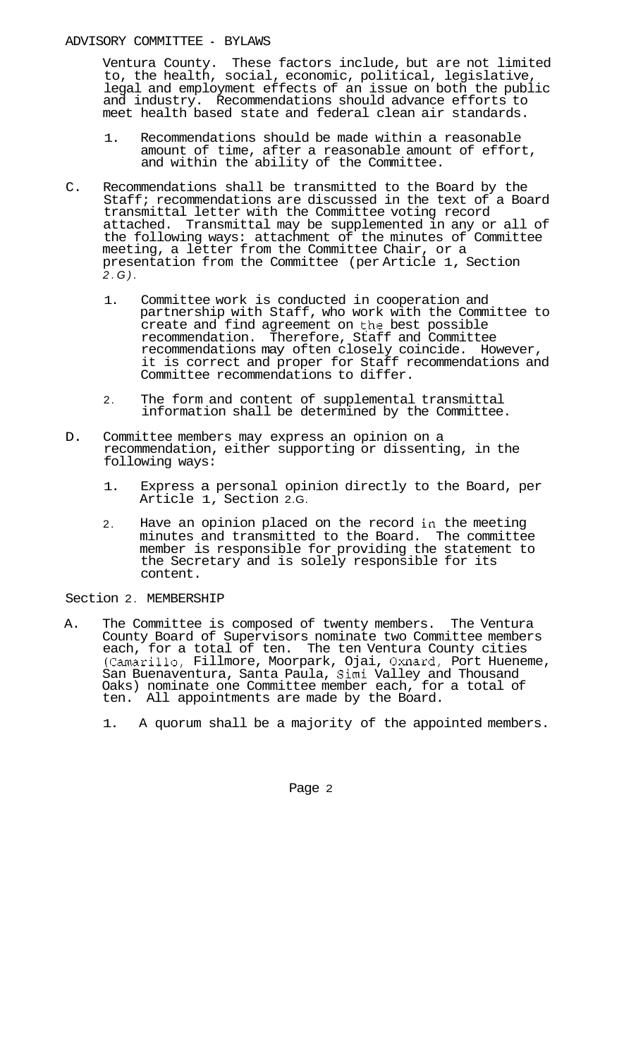Ventura County. These factors include, but are not limited to, the health, social, economic, political, legislative, legal and employment effects of an issue on both the public and industry. Recommendations should advance efforts to meet health based state and federal clean air standards.

1. Recommendations should be made within a reasonable amount of time, after a reasonable amount of effort, and within the ability of the Committee.

C. Recommendations shall be transmitted to the Board by the Staff; recommendations are discussed in the text of a Board transmittal letter with the Committee voting record attached. Transmittal may be supplemented in any or all of the following ways: attachment of the minutes of Committee meeting, a letter from the Committee Chair, or a presentation from the Committee (per Article 1, Section 2.G).

1. Committee work is conducted in cooperation and partnership with Staff, who work with the Committee to create and find agreement on the best possible recommendation. Therefore, Staff and Committee recommendations may often closely coincide. However, it is correct and proper for Staff recommendations and Committee recommendations to differ.

2. The form and content of supplemental transmittal information shall be determined by the Committee.

D. Committee members may express an opinion on a recommendation, either supporting or dissenting, in the following ways:

1. Express a personal opinion directly to the Board, per Article 1, Section 2.G.

2. Have an opinion placed on the record in the meeting minutes and transmitted to the Board. The committee member is responsible for providing the statement to the Secretary and is solely responsible for its content.

Section 2. MEMBERSHIP

A. The Committee is composed of twenty members. The Ventura County Board of Supervisors nominate two Committee members each, for a total of ten. The ten Ventura County cities (Camarillo, Fillmore, Moorpark, Ojai, Oxnard, Port Hueneme, San Buenaventura, Santa Paula, Simi Valley and Thousand Oaks) nominate one Committee member each, for a total of ten. All appointments are made by the Board.

1. A quorum shall be a majority of the appointed members.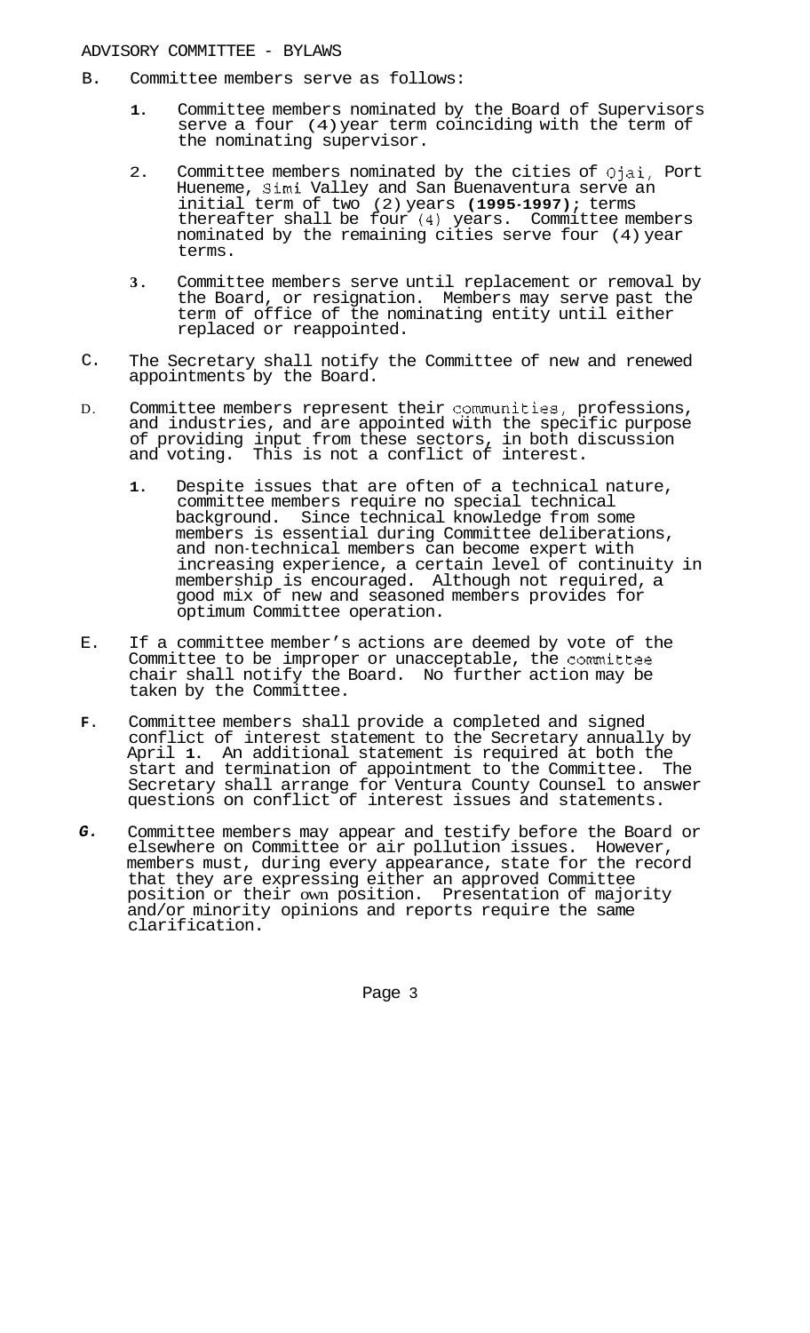B. Committee members serve as follows:

   1. Committee members nominated by the Board of Supervisors serve a four (4) year term coinciding with the term of the nominating supervisor.

   2. Committee members nominated by the cities of Ojai, Port Hueneme, Simi Valley and San Buenaventura serve an initial term of two (2) years **(1995-1997);** terms thereafter shall be four (4) years. Committee members nominated by the remaining cities serve four (4) year terms.

   3. Committee members serve until replacement or removal by the Board, or resignation. Members may serve past the term of office of the nominating entity until either replaced or reappointed.

C. The Secretary shall notify the Committee of new and renewed appointments by the Board.

D. Committee members represent their communities, professions, and industries, and are appointed with the specific purpose of providing input from these sectors, in both discussion and voting. This is not a conflict of interest.

   1. Despite issues that are often of a technical nature, committee members require no special technical background. Since technical knowledge from some members is essential during Committee deliberations, and non-technical members can become expert with increasing experience, a certain level of continuity in membership is encouraged. Although not required, a good mix of new and seasoned members provides for optimum Committee operation.

E. If a committee member's actions are deemed by vote of the Committee to be improper or unacceptable, the committee chair shall notify the Board. No further action may be taken by the Committee.

F. Committee members shall provide a completed and signed conflict of interest statement to the Secretary annually by April 1. An additional statement is required at both the start and termination of appointment to the Committee. The Secretary shall arrange for Ventura County Counsel to answer questions on conflict of interest issues and statements.

G. Committee members may appear and testify before the Board or elsewhere on Committee or air pollution issues. However, members must, during every appearance, state for the record that they are expressing either an approved Committee position or their own position. Presentation of majority and/or minority opinions and reports require the same clarification.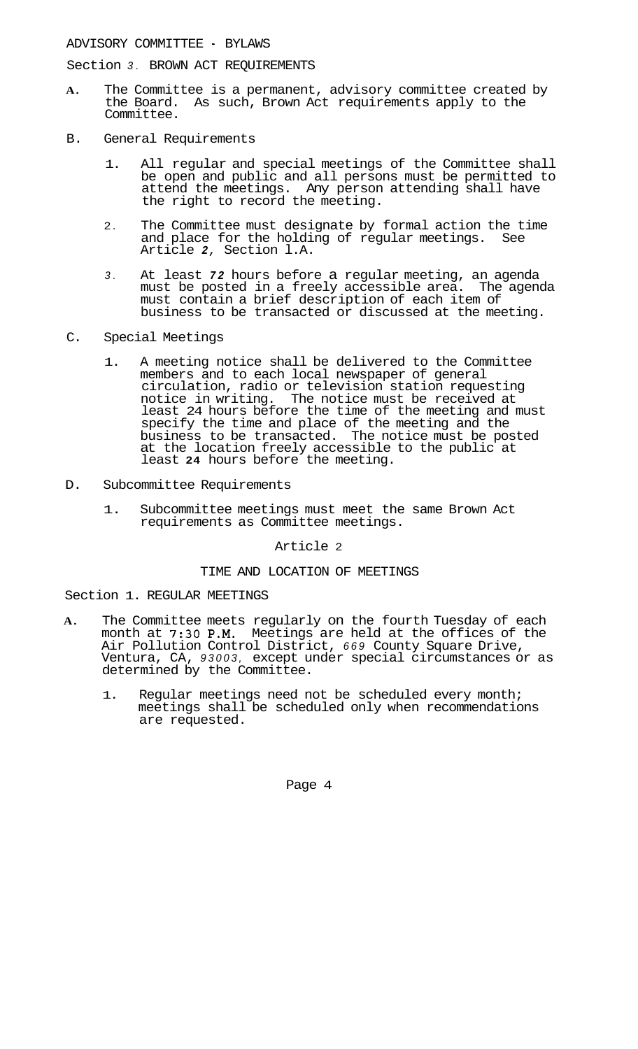ADVISORY COMMITTEE - BYLAWS

## Section 3. BROWN ACT REQUIREMENTS

A. The Committee is a permanent, advisory committee created by the Board. As such, Brown Act requirements apply to the Committee.

B. General Requirements

1. All regular and special meetings of the Committee shall be open and public and all persons must be permitted to attend the meetings. Any person attending shall have the right to record the meeting.

2. The Committee must designate by formal action the time and place for the holding of regular meetings. See Article 2, Section l.A.

3. At least 72 hours before a regular meeting, an agenda must be posted in a freely accessible area. The agenda must contain a brief description of each item of business to be transacted or discussed at the meeting.

C. Special Meetings

1. A meeting notice shall be delivered to the Committee members and to each local newspaper of general circulation, radio or television station requesting notice in writing. The notice must be received at least 24 hours before the time of the meeting and must specify the time and place of the meeting and the business to be transacted. The notice must be posted at the location freely accessible to the public at least 24 hours before the meeting.

D. Subcommittee Requirements

1. Subcommittee meetings must meet the same Brown Act requirements as Committee meetings.

# Article 2

# TIME AND LOCATION OF MEETINGS

## Section 1. REGULAR MEETINGS

A. The Committee meets regularly on the fourth Tuesday of each month at 7:30 P.M. Meetings are held at the offices of the Air Pollution Control District, 669 County Square Drive, Ventura, CA, 93003, except under special circumstances or as determined by the Committee.

1. Regular meetings need not be scheduled every month; meetings shall be scheduled only when recommendations are requested.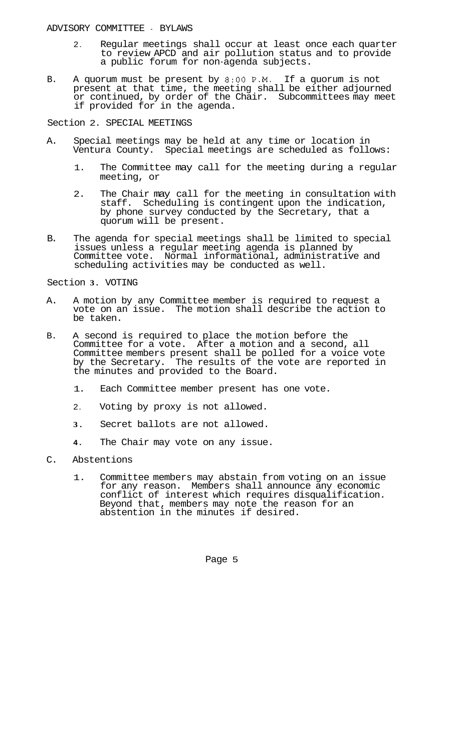2. Regular meetings shall occur at least once each quarter to review APCD and air pollution status and to provide a public forum for non-agenda subjects.

B. A quorum must be present by 8:00 P.M. If a quorum is not present at that time, the meeting shall be either adjourned or continued, by order of the Chair. Subcommittees may meet if provided for in the agenda.

## Section 2. SPECIAL MEETINGS

A. Special meetings may be held at any time or location in Ventura County. Special meetings are scheduled as follows:

1. The Committee may call for the meeting during a regular meeting, or

2. The Chair may call for the meeting in consultation with staff. Scheduling is contingent upon the indication, by phone survey conducted by the Secretary, that a quorum will be present.

B. The agenda for special meetings shall be limited to special issues unless a regular meeting agenda is planned by Committee vote. Normal informational, administrative and scheduling activities may be conducted as well.

## Section 3. VOTING

A. A motion by any Committee member is required to request a vote on an issue. The motion shall describe the action to be taken.

B. A second is required to place the motion before the Committee for a vote. After a motion and a second, all Committee members present shall be polled for a voice vote by the Secretary. The results of the vote are reported in the minutes and provided to the Board.

1. Each Committee member present has one vote.

2. Voting by proxy is not allowed.

3. Secret ballots are not allowed.

4. The Chair may vote on any issue.

C. Abstentions

1. Committee members may abstain from voting on an issue for any reason. Members shall announce any economic conflict of interest which requires disqualification. Beyond that, members may note the reason for an abstention in the minutes if desired.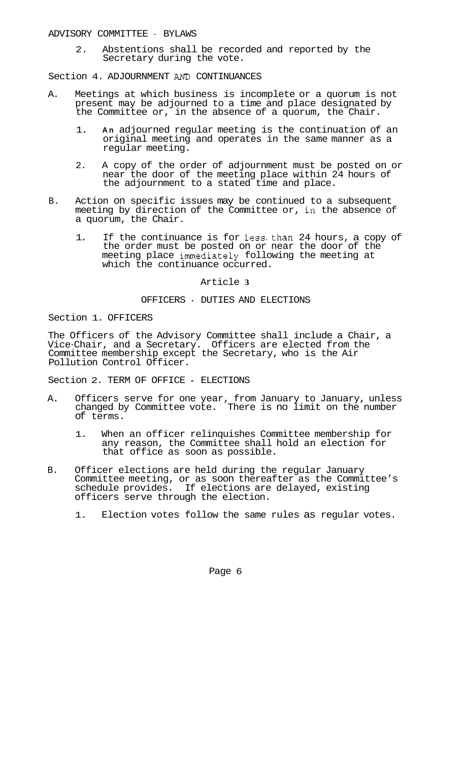2. Abstentions shall be recorded and reported by the Secretary during the vote.

Section 4. ADJOURNMENT AND CONTINUANCES

A. Meetings at which business is incomplete or a quorum is not present may be adjourned to a time and place designated by the Committee or, in the absence of a quorum, the Chair.

   1. An adjourned regular meeting is the continuation of an original meeting and operates in the same manner as a regular meeting.

   2. A copy of the order of adjournment must be posted on or near the door of the meeting place within 24 hours of the adjournment to a stated time and place.

B. Action on specific issues may be continued to a subsequent meeting by direction of the Committee or, in the absence of a quorum, the Chair.

   1. If the continuance is for less than 24 hours, a copy of the order must be posted on or near the door of the meeting place immediately following the meeting at which the continuance occurred.

## Article 3

## OFFICERS - DUTIES AND ELECTIONS

Section 1. OFFICERS

The Officers of the Advisory Committee shall include a Chair, a Vice-Chair, and a Secretary. Officers are elected from the Committee membership except the Secretary, who is the Air Pollution Control Officer.

Section 2. TERM OF OFFICE - ELECTIONS

A. Officers serve for one year, from January to January, unless changed by Committee vote. There is no limit on the number of terms.

   1. When an officer relinquishes Committee membership for any reason, the Committee shall hold an election for that office as soon as possible.

B. Officer elections are held during the regular January Committee meeting, or as soon thereafter as the Committee's schedule provides. If elections are delayed, existing officers serve through the election.

   1. Election votes follow the same rules as regular votes.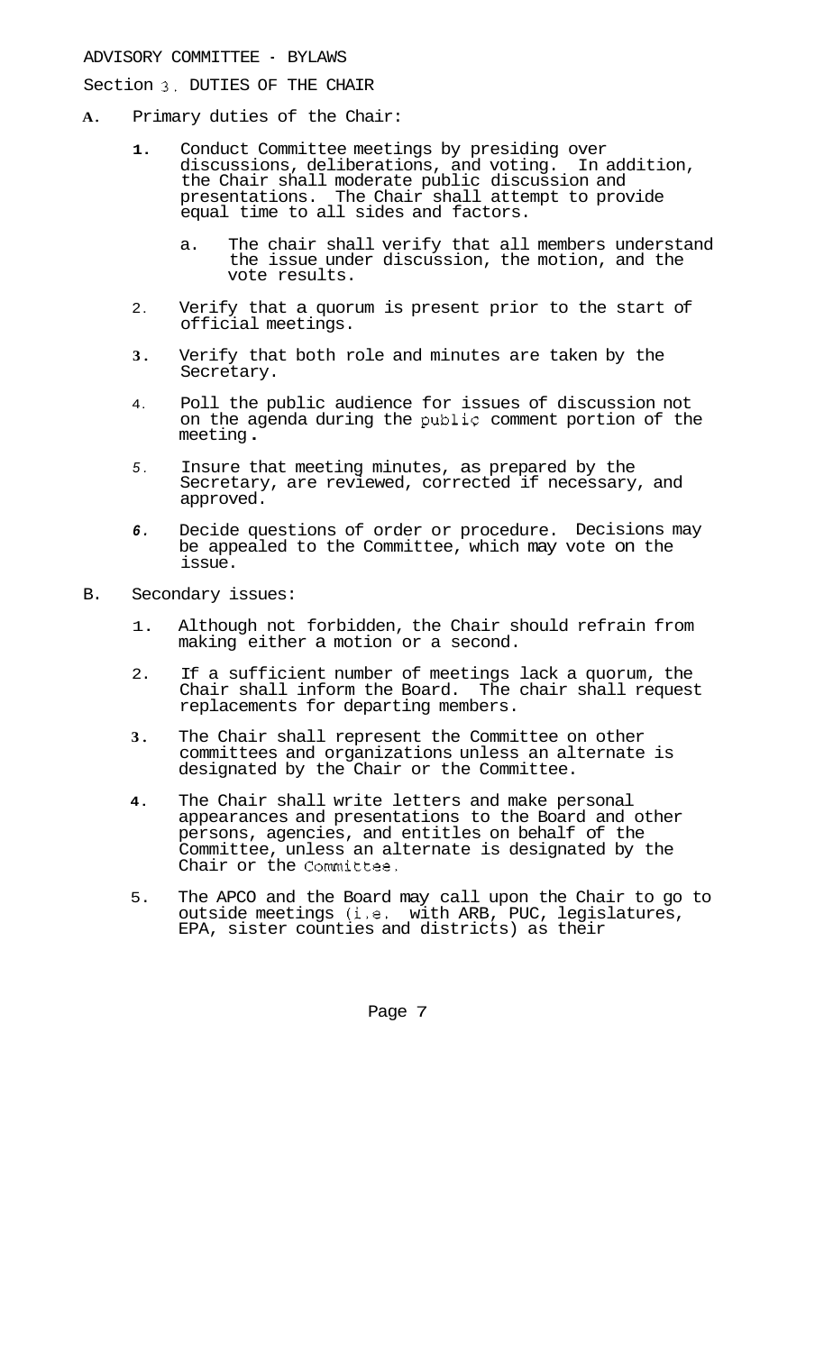ADVISORY COMMITTEE - BYLAWS

Section 3. DUTIES OF THE CHAIR

A. Primary duties of the Chair:

1. Conduct Committee meetings by presiding over discussions, deliberations, and voting. In addition, the Chair shall moderate public discussion and presentations. The Chair shall attempt to provide equal time to all sides and factors.

   a. The chair shall verify that all members understand the issue under discussion, the motion, and the vote results.

2. Verify that a quorum is present prior to the start of official meetings.

3. Verify that both role and minutes are taken by the Secretary.

4. Poll the public audience for issues of discussion not on the agenda during the public comment portion of the meeting.

5. Insure that meeting minutes, as prepared by the Secretary, are reviewed, corrected if necessary, and approved.

6. Decide questions of order or procedure. Decisions may be appealed to the Committee, which may vote on the issue.

B. Secondary issues:

1. Although not forbidden, the Chair should refrain from making either a motion or a second.

2. If a sufficient number of meetings lack a quorum, the Chair shall inform the Board. The chair shall request replacements for departing members.

3. The Chair shall represent the Committee on other committees and organizations unless an alternate is designated by the Chair or the Committee.

4. The Chair shall write letters and make personal appearances and presentations to the Board and other persons, agencies, and entitles on behalf of the Committee, unless an alternate is designated by the Chair or the Committee.

5. The APCO and the Board may call upon the Chair to go to outside meetings (i.e. with ARB, PUC, legislatures, EPA, sister counties and districts) as their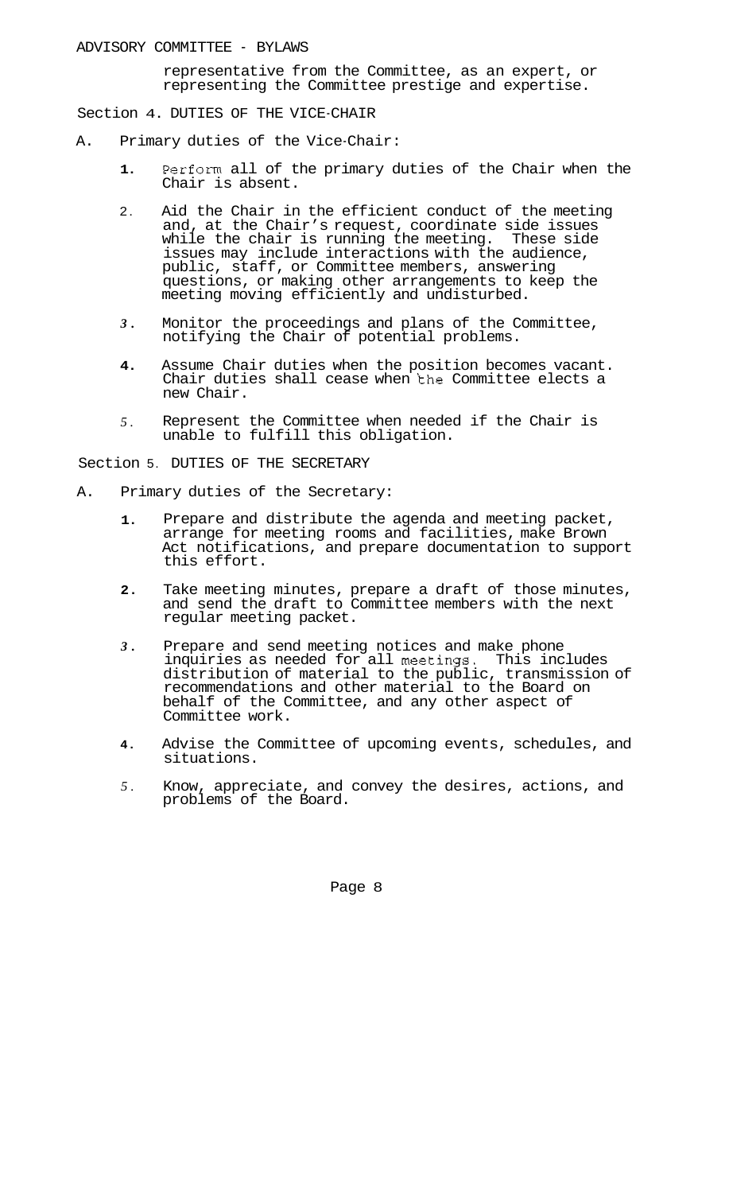representative from the Committee, as an expert, or representing the Committee prestige and expertise.

## Section 4. DUTIES OF THE VICE-CHAIR

A. Primary duties of the Vice-Chair:

1. Perform all of the primary duties of the Chair when the Chair is absent.

2. Aid the Chair in the efficient conduct of the meeting and, at the Chair's request, coordinate side issues while the chair is running the meeting. These side issues may include interactions with the audience, public, staff, or Committee members, answering questions, or making other arrangements to keep the meeting moving efficiently and undisturbed.

3. Monitor the proceedings and plans of the Committee, notifying the Chair of potential problems.

4. Assume Chair duties when the position becomes vacant. Chair duties shall cease when the Committee elects a new Chair.

5. Represent the Committee when needed if the Chair is unable to fulfill this obligation.

## Section 5. DUTIES OF THE SECRETARY

A. Primary duties of the Secretary:

1. Prepare and distribute the agenda and meeting packet, arrange for meeting rooms and facilities, make Brown Act notifications, and prepare documentation to support this effort.

2. Take meeting minutes, prepare a draft of those minutes, and send the draft to Committee members with the next regular meeting packet.

3. Prepare and send meeting notices and make phone inquiries as needed for all meetings. This includes distribution of material to the public, transmission of recommendations and other material to the Board on behalf of the Committee, and any other aspect of Committee work.

4. Advise the Committee of upcoming events, schedules, and situations.

5. Know, appreciate, and convey the desires, actions, and problems of the Board.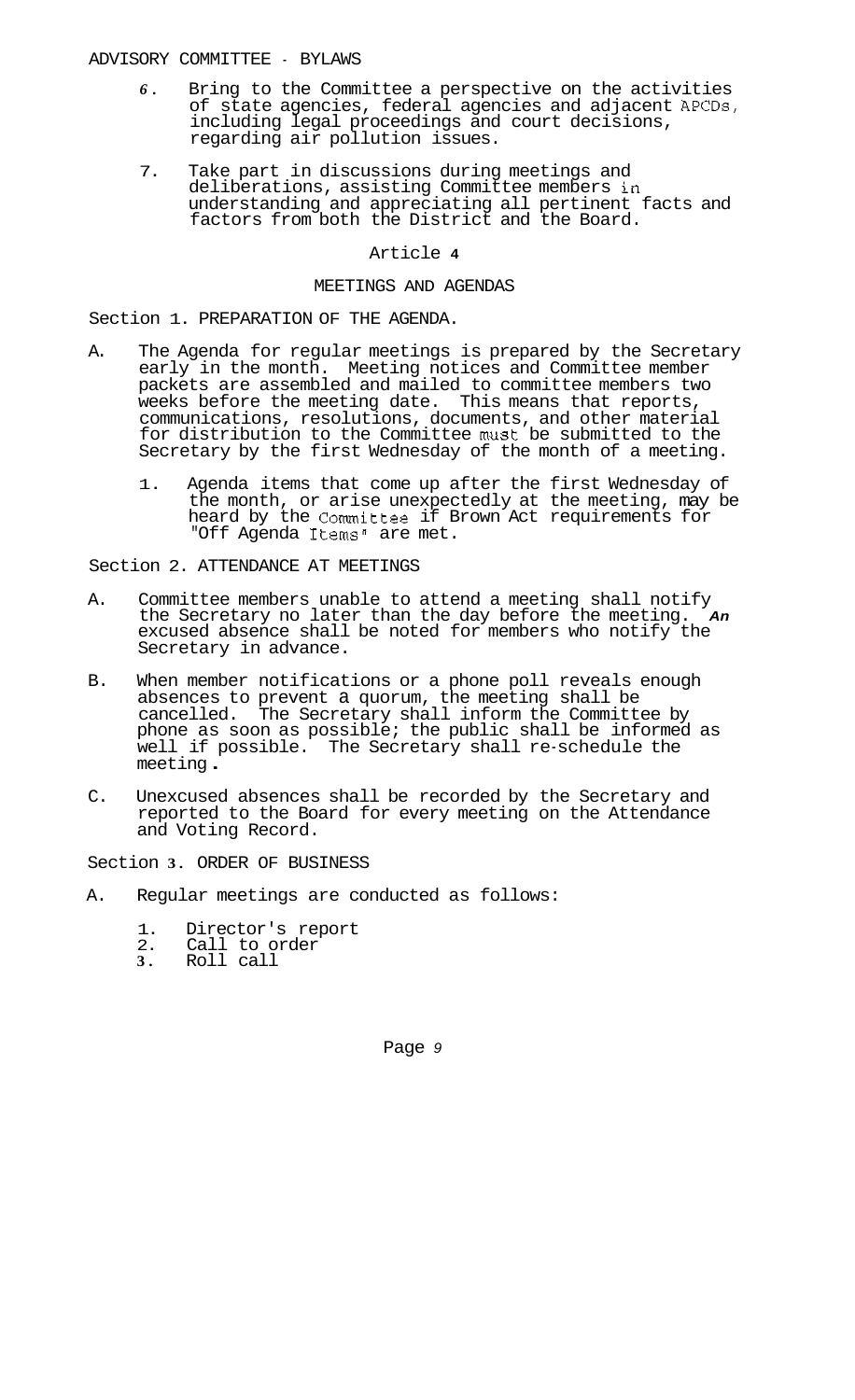6. Bring to the Committee a perspective on the activities of state agencies, federal agencies and adjacent APCDs, including legal proceedings and court decisions, regarding air pollution issues.

7. Take part in discussions during meetings and deliberations, assisting Committee members in understanding and appreciating all pertinent facts and factors from both the District and the Board.

## Article 4

## MEETINGS AND AGENDAS

### Section 1. PREPARATION OF THE AGENDA.

A. The Agenda for regular meetings is prepared by the Secretary early in the month. Meeting notices and Committee member packets are assembled and mailed to committee members two weeks before the meeting date. This means that reports, communications, resolutions, documents, and other material for distribution to the Committee must be submitted to the Secretary by the first Wednesday of the month of a meeting.

   1. Agenda items that come up after the first Wednesday of the month, or arise unexpectedly at the meeting, may be heard by the Committee if Brown Act requirements for "Off Agenda Items" are met.

### Section 2. ATTENDANCE AT MEETINGS

A. Committee members unable to attend a meeting shall notify the Secretary no later than the day before the meeting. An excused absence shall be noted for members who notify the Secretary in advance.

B. When member notifications or a phone poll reveals enough absences to prevent a quorum, the meeting shall be cancelled. The Secretary shall inform the Committee by phone as soon as possible; the public shall be informed as well if possible. The Secretary shall re-schedule the meeting.

C. Unexcused absences shall be recorded by the Secretary and reported to the Board for every meeting on the Attendance and Voting Record.

### Section 3. ORDER OF BUSINESS

A. Regular meetings are conducted as follows:

   1. Director's report
   2. Call to order
   3. Roll call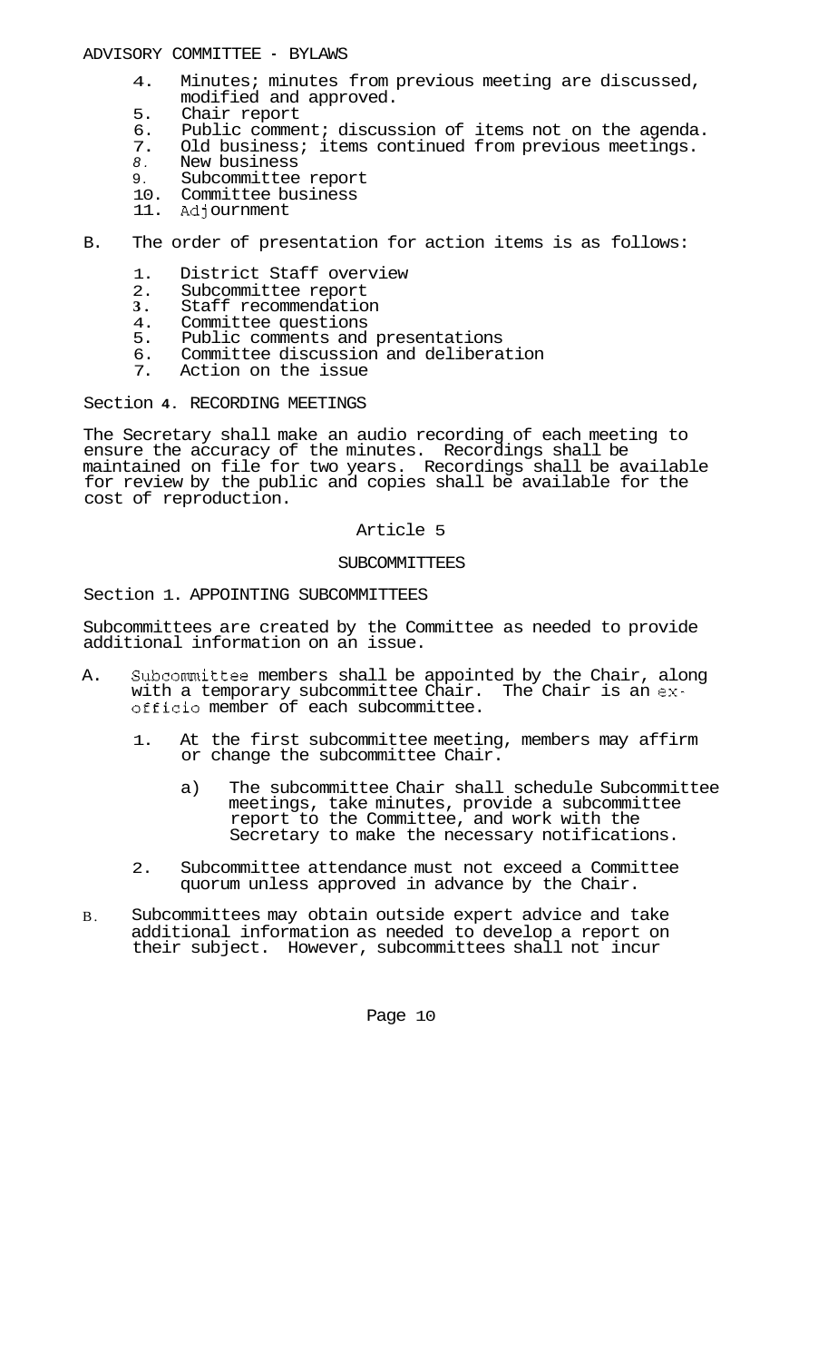4. Minutes; minutes from previous meeting are discussed, modified and approved.
5. Chair report
6. Public comment; discussion of items not on the agenda.
7. Old business; items continued from previous meetings.
8. New business
9. Subcommittee report
10. Committee business
11. Adjournment

B. The order of presentation for action items is as follows:

1. District Staff overview
2. Subcommittee report
3. Staff recommendation
4. Committee questions
5. Public comments and presentations
6. Committee discussion and deliberation
7. Action on the issue

Section 4. RECORDING MEETINGS

The Secretary shall make an audio recording of each meeting to ensure the accuracy of the minutes. Recordings shall be maintained on file for two years. Recordings shall be available for review by the public and copies shall be available for the cost of reproduction.

## Article 5

## SUBCOMMITTEES

Section 1. APPOINTING SUBCOMMITTEES

Subcommittees are created by the Committee as needed to provide additional information on an issue.

A. Subcommittee members shall be appointed by the Chair, along with a temporary subcommittee Chair. The Chair is an ex-officio member of each subcommittee.

   1. At the first subcommittee meeting, members may affirm or change the subcommittee Chair.

      a) The subcommittee Chair shall schedule Subcommittee meetings, take minutes, provide a subcommittee report to the Committee, and work with the Secretary to make the necessary notifications.

   2. Subcommittee attendance must not exceed a Committee quorum unless approved in advance by the Chair.

B. Subcommittees may obtain outside expert advice and take additional information as needed to develop a report on their subject. However, subcommittees shall not incur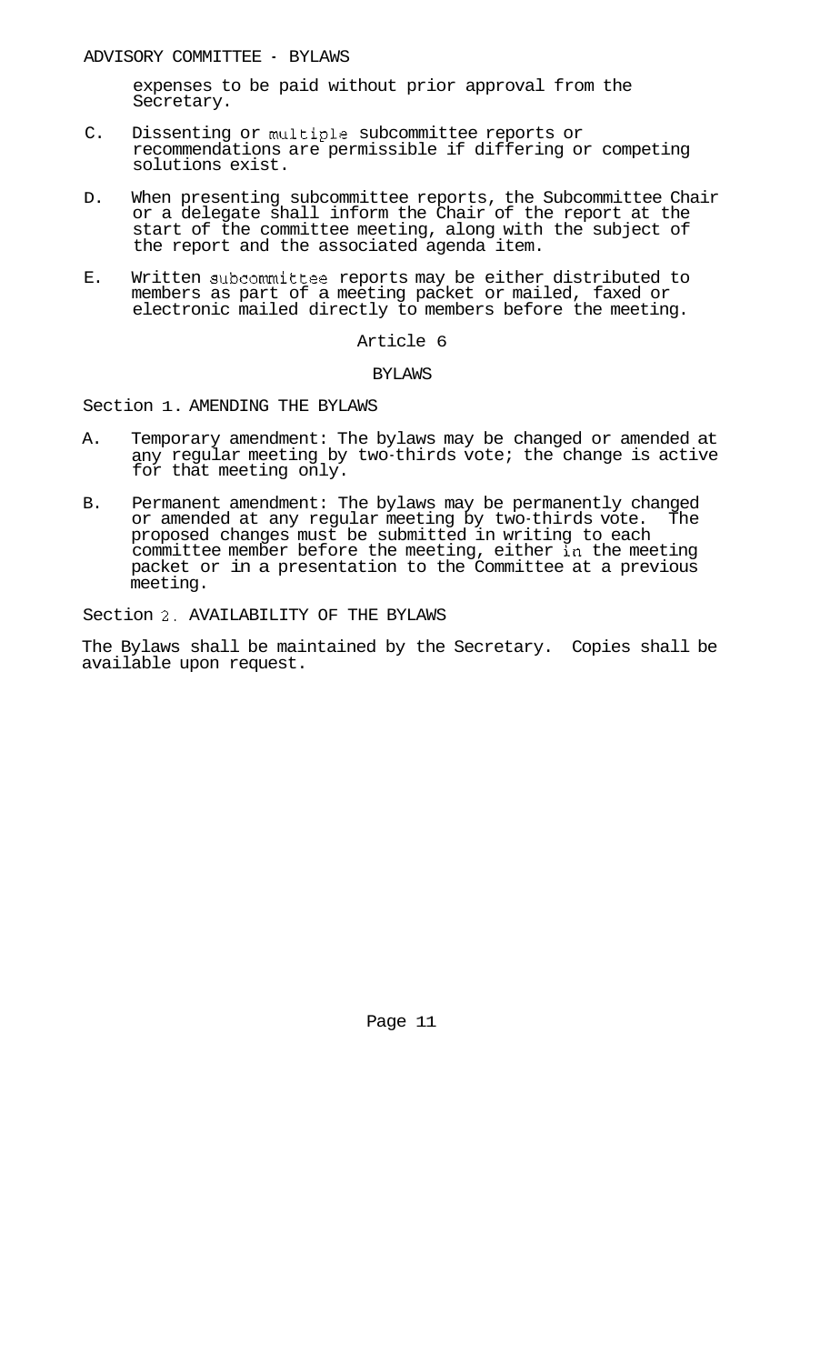expenses to be paid without prior approval from the Secretary.

C. Dissenting or multiple subcommittee reports or recommendations are permissible if differing or competing solutions exist.

D. When presenting subcommittee reports, the Subcommittee Chair or a delegate shall inform the Chair of the report at the start of the committee meeting, along with the subject of the report and the associated agenda item.

E. Written subcommittee reports may be either distributed to members as part of a meeting packet or mailed, faxed or electronic mailed directly to members before the meeting.

## Article 6

## BYLAWS

### Section 1. AMENDING THE BYLAWS

A. Temporary amendment: The bylaws may be changed or amended at any regular meeting by two-thirds vote; the change is active for that meeting only.

B. Permanent amendment: The bylaws may be permanently changed or amended at any regular meeting by two-thirds vote. The proposed changes must be submitted in writing to each committee member before the meeting, either in the meeting packet or in a presentation to the Committee at a previous meeting.

### Section 2. AVAILABILITY OF THE BYLAWS

The Bylaws shall be maintained by the Secretary. Copies shall be available upon request.